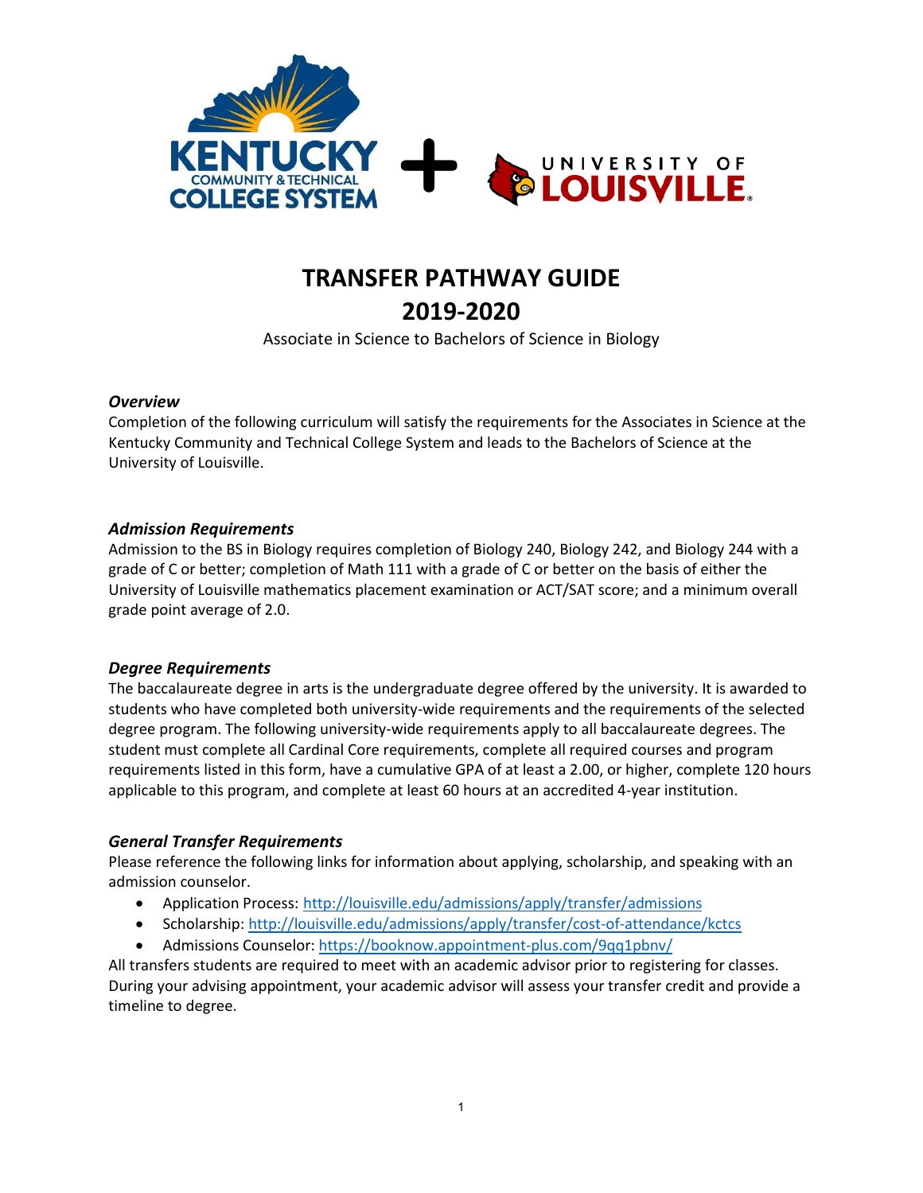# TRANSFER PATHWAY GUIDE
# 2019-2020

Associate in Science to Bachelors of Science in Biology

### *Overview*

Completion of the following curriculum will satisfy the requirements for the Associates in Science at the Kentucky Community and Technical College System and leads to the Bachelors of Science at the University of Louisville.

### *Admission Requirements*

Admission to the BS in Biology requires completion of Biology 240, Biology 242, and Biology 244 with a grade of C or better; completion of Math 111 with a grade of C or better on the basis of either the University of Louisville mathematics placement examination or ACT/SAT score; and a minimum overall grade point average of 2.0.

### *Degree Requirements*

The baccalaureate degree in arts is the undergraduate degree offered by the university. It is awarded to students who have completed both university-wide requirements and the requirements of the selected degree program. The following university-wide requirements apply to all baccalaureate degrees. The student must complete all Cardinal Core requirements, complete all required courses and program requirements listed in this form, have a cumulative GPA of at least a 2.00, or higher, complete 120 hours applicable to this program, and complete at least 60 hours at an accredited 4-year institution.

### *General Transfer Requirements*

Please reference the following links for information about applying, scholarship, and speaking with an admission counselor.

- Application Process: http://louisville.edu/admissions/apply/transfer/admissions
- Scholarship: http://louisville.edu/admissions/apply/transfer/cost-of-attendance/kctcs
- Admissions Counselor: https://booknow.appointment-plus.com/9qq1pbnv/

All transfers students are required to meet with an academic advisor prior to registering for classes. During your advising appointment, your academic advisor will assess your transfer credit and provide a timeline to degree.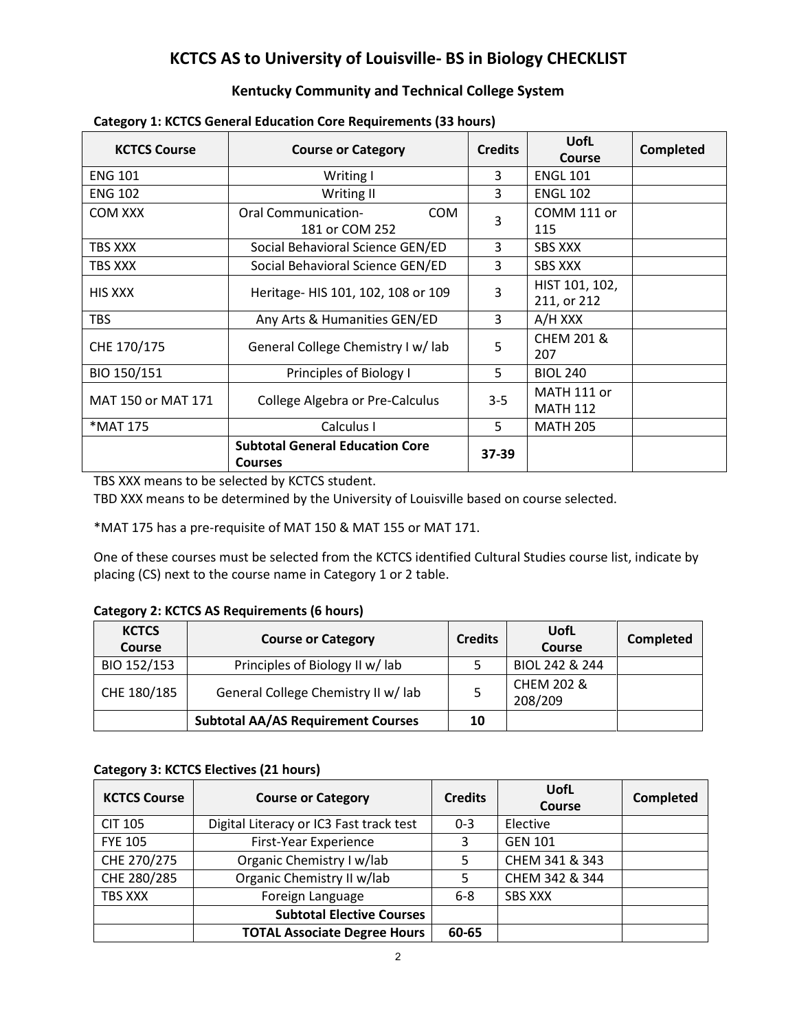# KCTCS AS to University of Louisville- BS in Biology CHECKLIST

## Kentucky Community and Technical College System

**Category 1: KCTCS General Education Core Requirements (33 hours)**

| KCTCS Course | Course or Category | Credits | UofL Course | Completed |
|---|---|---|---|---|
| ENG 101 | Writing I | 3 | ENGL 101 | |
| ENG 102 | Writing II | 3 | ENGL 102 | |
| COM XXX | Oral Communication- COM 181 or COM 252 | 3 | COMM 111 or 115 | |
| TBS XXX | Social Behavioral Science GEN/ED | 3 | SBS XXX | |
| TBS XXX | Social Behavioral Science GEN/ED | 3 | SBS XXX | |
| HIS XXX | Heritage- HIS 101, 102, 108 or 109 | 3 | HIST 101, 102, 211, or 212 | |
| TBS | Any Arts & Humanities GEN/ED | 3 | A/H XXX | |
| CHE 170/175 | General College Chemistry I w/ lab | 5 | CHEM 201 & 207 | |
| BIO 150/151 | Principles of Biology I | 5 | BIOL 240 | |
| MAT 150 or MAT 171 | College Algebra or Pre-Calculus | 3-5 | MATH 111 or MATH 112 | |
| *MAT 175 | Calculus I | 5 | MATH 205 | |
| | **Subtotal General Education Core Courses** | **37-39** | | |

TBS XXX means to be selected by KCTCS student.

TBD XXX means to be determined by the University of Louisville based on course selected.

*MAT 175 has a pre-requisite of MAT 150 & MAT 155 or MAT 171.

One of these courses must be selected from the KCTCS identified Cultural Studies course list, indicate by placing (CS) next to the course name in Category 1 or 2 table.

**Category 2: KCTCS AS Requirements (6 hours)**

| KCTCS Course | Course or Category | Credits | UofL Course | Completed |
|---|---|---|---|---|
| BIO 152/153 | Principles of Biology II w/ lab | 5 | BIOL 242 & 244 | |
| CHE 180/185 | General College Chemistry II w/ lab | 5 | CHEM 202 & 208/209 | |
| | **Subtotal AA/AS Requirement Courses** | **10** | | |

**Category 3: KCTCS Electives (21 hours)**

| KCTCS Course | Course or Category | Credits | UofL Course | Completed |
|---|---|---|---|---|
| CIT 105 | Digital Literacy or IC3 Fast track test | 0-3 | Elective | |
| FYE 105 | First-Year Experience | 3 | GEN 101 | |
| CHE 270/275 | Organic Chemistry I w/lab | 5 | CHEM 341 & 343 | |
| CHE 280/285 | Organic Chemistry II w/lab | 5 | CHEM 342 & 344 | |
| TBS XXX | Foreign Language | 6-8 | SBS XXX | |
| | **Subtotal Elective Courses** | | | |
| | **TOTAL Associate Degree Hours** | **60-65** | | |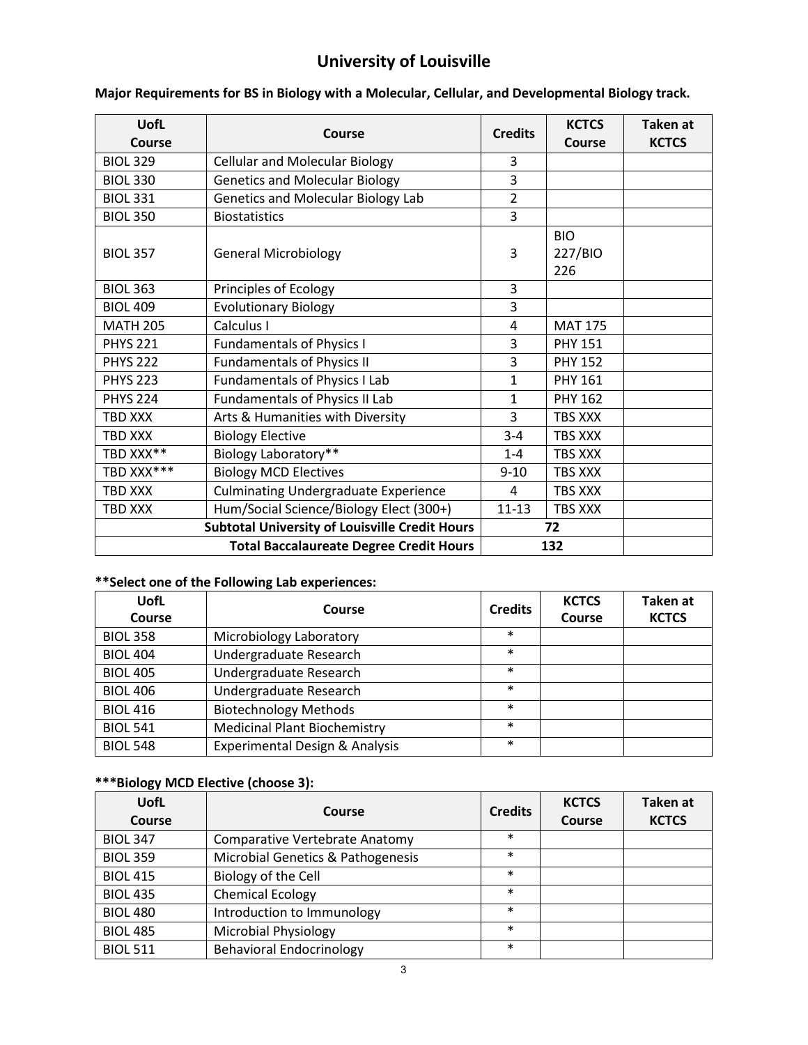# University of Louisville

**Major Requirements for BS in Biology with a Molecular, Cellular, and Developmental Biology track.**

| UofL Course | Course | Credits | KCTCS Course | Taken at KCTCS |
|---|---|---|---|---|
| BIOL 329 | Cellular and Molecular Biology | 3 | | |
| BIOL 330 | Genetics and Molecular Biology | 3 | | |
| BIOL 331 | Genetics and Molecular Biology Lab | 2 | | |
| BIOL 350 | Biostatistics | 3 | | |
| BIOL 357 | General Microbiology | 3 | BIO 227/BIO 226 | |
| BIOL 363 | Principles of Ecology | 3 | | |
| BIOL 409 | Evolutionary Biology | 3 | | |
| MATH 205 | Calculus I | 4 | MAT 175 | |
| PHYS 221 | Fundamentals of Physics I | 3 | PHY 151 | |
| PHYS 222 | Fundamentals of Physics II | 3 | PHY 152 | |
| PHYS 223 | Fundamentals of Physics I Lab | 1 | PHY 161 | |
| PHYS 224 | Fundamentals of Physics II Lab | 1 | PHY 162 | |
| TBD XXX | Arts & Humanities with Diversity | 3 | TBS XXX | |
| TBD XXX | Biology Elective | 3-4 | TBS XXX | |
| TBD XXX** | Biology Laboratory** | 1-4 | TBS XXX | |
| TBD XXX*** | Biology MCD Electives | 9-10 | TBS XXX | |
| TBD XXX | Culminating Undergraduate Experience | 4 | TBS XXX | |
| TBD XXX | Hum/Social Science/Biology Elect (300+) | 11-13 | TBS XXX | |
| | **Subtotal University of Louisville Credit Hours** | **72** | | |
| | **Total Baccalaureate Degree Credit Hours** | **132** | | |

**Select one of the Following Lab experiences:**

| UofL Course | Course | Credits | KCTCS Course | Taken at KCTCS |
|---|---|---|---|---|
| BIOL 358 | Microbiology Laboratory | * | | |
| BIOL 404 | Undergraduate Research | * | | |
| BIOL 405 | Undergraduate Research | * | | |
| BIOL 406 | Undergraduate Research | * | | |
| BIOL 416 | Biotechnology Methods | * | | |
| BIOL 541 | Medicinal Plant Biochemistry | * | | |
| BIOL 548 | Experimental Design & Analysis | * | | |

***Biology MCD Elective (choose 3):**

| UofL Course | Course | Credits | KCTCS Course | Taken at KCTCS |
|---|---|---|---|---|
| BIOL 347 | Comparative Vertebrate Anatomy | * | | |
| BIOL 359 | Microbial Genetics & Pathogenesis | * | | |
| BIOL 415 | Biology of the Cell | * | | |
| BIOL 435 | Chemical Ecology | * | | |
| BIOL 480 | Introduction to Immunology | * | | |
| BIOL 485 | Microbial Physiology | * | | |
| BIOL 511 | Behavioral Endocrinology | * | | |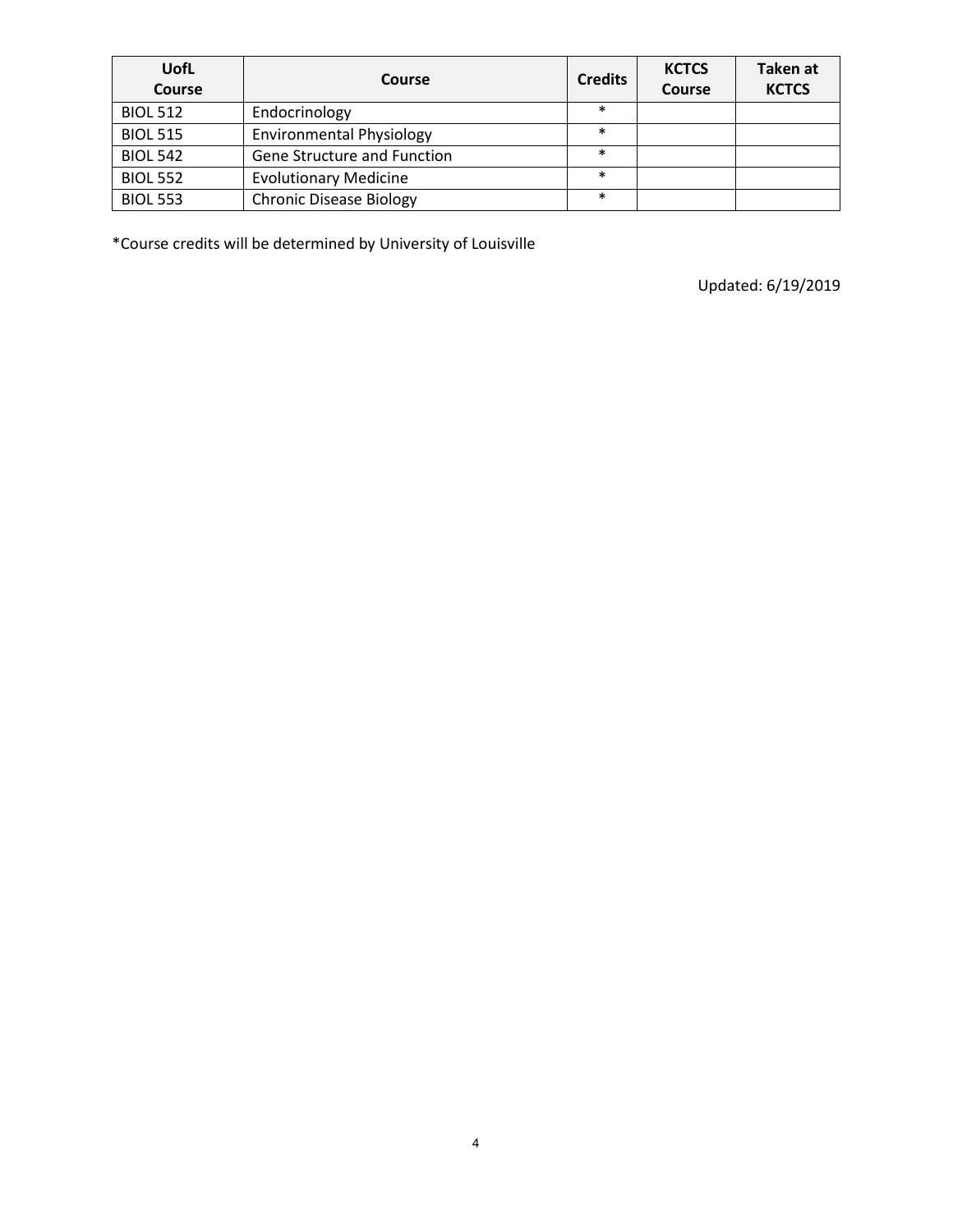| UofL Course | Course | Credits | KCTCS Course | Taken at KCTCS |
| --- | --- | --- | --- | --- |
| BIOL 512 | Endocrinology | * | | |
| BIOL 515 | Environmental Physiology | * | | |
| BIOL 542 | Gene Structure and Function | * | | |
| BIOL 552 | Evolutionary Medicine | * | | |
| BIOL 553 | Chronic Disease Biology | * | | |

*Course credits will be determined by University of Louisville

Updated: 6/19/2019